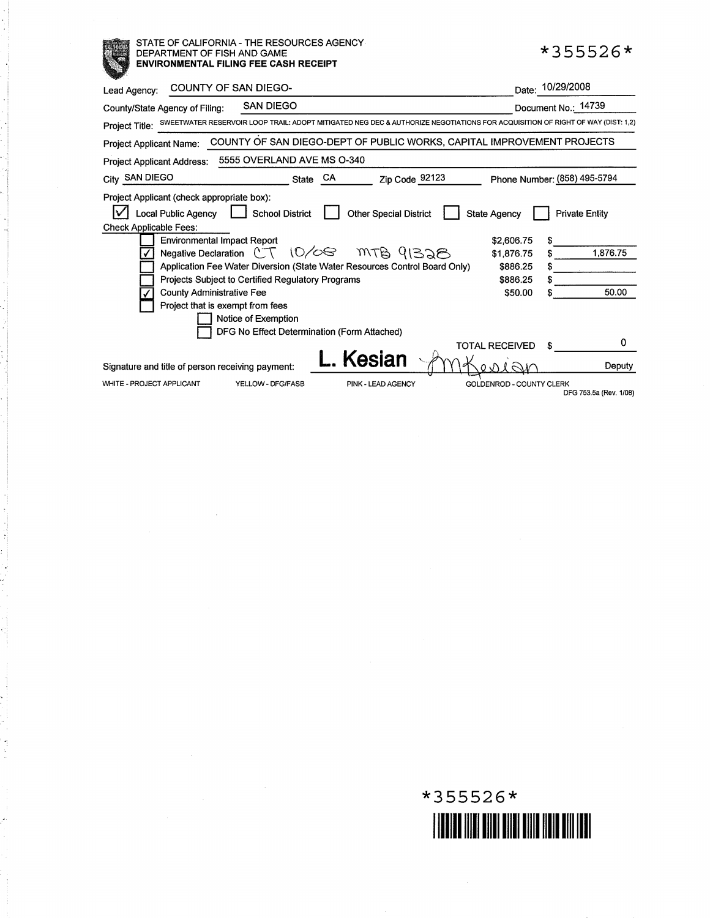STATE OF CALIFORNIA - THE RESOURCES AGENCY
DEPARTMENT OF FISH AND GAME
**ENVIRONMENTAL FILING FEE CASH RECEIPT**

*355526*

Lead Agency: COUNTY OF SAN DIEGO- 	Date: 10/29/2008

County/State Agency of Filing: SAN DIEGO 	Document No.: 14739

Project Title: SWEETWATER RESERVOIR LOOP TRAIL: ADOPT MITIGATED NEG DEC & AUTHORIZE NEGOTIATIONS FOR ACQUISITION OF RIGHT OF WAY (DIST: 1,2)

Project Applicant Name: COUNTY OF SAN DIEGO-DEPT OF PUBLIC WORKS, CAPITAL IMPROVEMENT PROJECTS

Project Applicant Address: 5555 OVERLAND AVE MS O-340

City SAN DIEGO 	State CA 	Zip Code 92123 	Phone Number: (858) 495-5794

Project Applicant (check appropriate box):

- [x] Local Public Agency
- [ ] School District
- [ ] Other Special District
- [ ] State Agency
- [ ] Private Entity

Check Applicable Fees:

| | Fee | Amount | Paid |
|---|---|---|---|
| [ ] | Environmental Impact Report | $2,606.75 | $ |
| [x] | Negative Declaration CT 10/08 MTB 91328 | $1,876.75 | $ 1,876.75 |
| [ ] | Application Fee Water Diversion (State Water Resources Control Board Only) | $886.25 | $ |
| [ ] | Projects Subject to Certified Regulatory Programs | $886.25 | $ |
| [x] | County Administrative Fee | $50.00 | $ 50.00 |
| [ ] | Project that is exempt from fees | | |
| | [ ] Notice of Exemption | | |
| | [ ] DFG No Effect Determination (Form Attached) | | |
| | | TOTAL RECEIVED | $ 0 |

Signature and title of person receiving payment: L. Kesian *(signature)* Deputy

WHITE - PROJECT APPLICANT 	YELLOW - DFG/FASB 	PINK - LEAD AGENCY 	GOLDENROD - COUNTY CLERK

DFG 753.5a (Rev. 1/08)

*355526*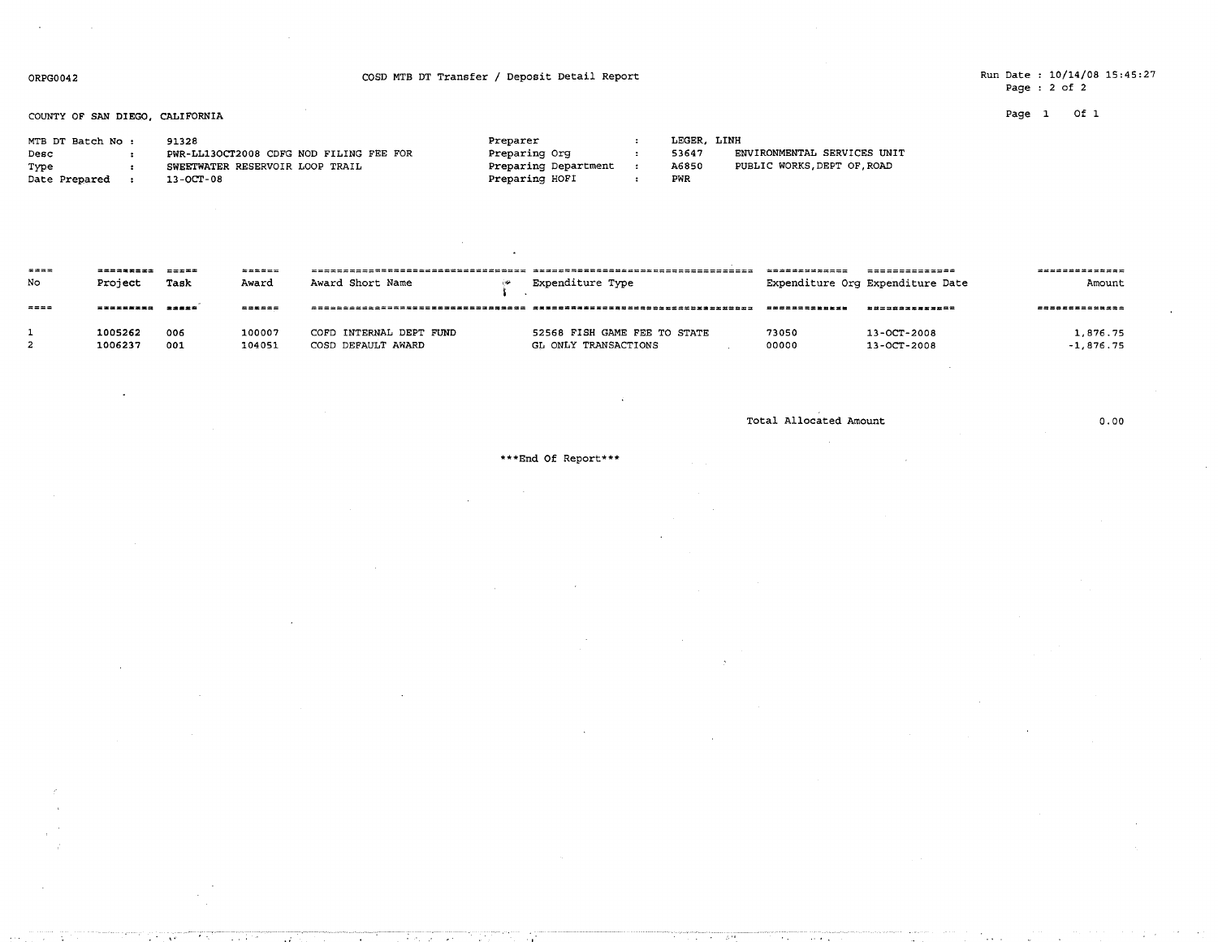ORPG0042

# COSD MTB DT Transfer / Deposit Detail Report

Run Date : 10/14/08 15:45:27

COUNTY OF SAN DIEGO, CALIFORNIA

Page 1 Of 1

| | | | | | | |
|---|---|---|---|---|---|---|
| MTB DT Batch No | : | 91328 | Preparer | : | LEGER, LINH | |
| Desc | : | PWR-LL13OCT2008 CDFG NOD FILING FEE FOR | Preparing Org | : | 53647 | ENVIRONMENTAL SERVICES UNIT |
| Type | : | SWEETWATER RESERVOIR LOOP TRAIL | Preparing Department | : | A6850 | PUBLIC WORKS, DEPT OF, ROAD |
| Date Prepared | : | 13-OCT-08 | Preparing HOFI | : | PWR | |

| No | Project | Task | Award | Award Short Name | Expenditure Type | Expenditure Org | Expenditure Date | Amount |
|---|---|---|---|---|---|---|---|---|
| 1 | 1005262 | 006 | 100007 | COFD INTERNAL DEPT FUND | 52568 FISH GAME FEE TO STATE | 73050 | 13-OCT-2008 | 1,876.75 |
| 2 | 1006237 | 001 | 104051 | COSD DEFAULT AWARD | GL ONLY TRANSACTIONS | 00000 | 13-OCT-2008 | -1,876.75 |

Total Allocated Amount 0.00

\*\*\*End Of Report\*\*\*